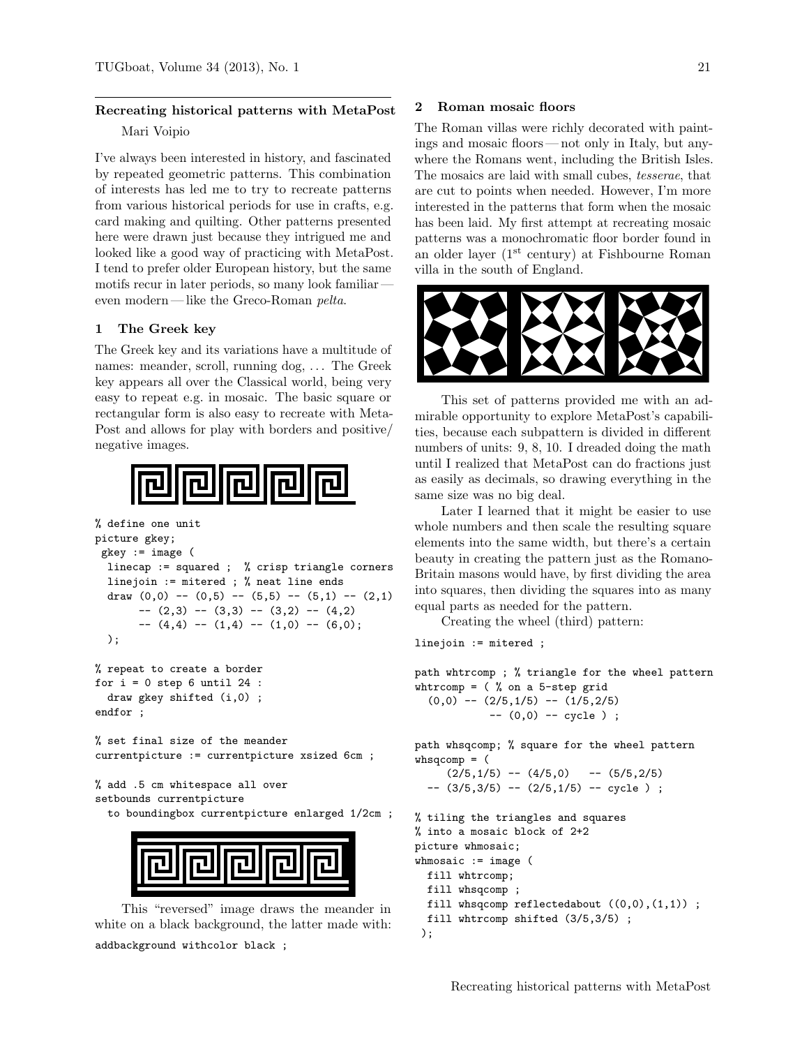## Recreating historical patterns with MetaPost

Mari Voipio

I've always been interested in history, and fascinated by repeated geometric patterns. This combination of interests has led me to try to recreate patterns from various historical periods for use in crafts, e.g. card making and quilting. Other patterns presented here were drawn just because they intrigued me and looked like a good way of practicing with MetaPost. I tend to prefer older European history, but the same motifs recur in later periods, so many look familiar — even modern — like the Greco-Roman *pelta*.

### 1 The Greek key

The Greek key and its variations have a multitude of names: meander, scroll, running dog, ... The Greek key appears all over the Classical world, being very easy to repeat e.g. in mosaic. The basic square or rectangular form is also easy to recreate with MetaPost and allows for play with borders and positive/negative images.

```
% define one unit
picture gkey;
 gkey := image (
  linecap := squared ;  % crisp triangle corners
  linejoin := mitered ; % neat line ends
  draw (0,0) -- (0,5) -- (5,5) -- (5,1) -- (2,1)
       -- (2,3) -- (3,3) -- (3,2) -- (4,2)
       -- (4,4) -- (1,4) -- (1,0) -- (6,0);
  );

% repeat to create a border
for i = 0 step 6 until 24 :
  draw gkey shifted (i,0) ;
endfor ;

% set final size of the meander
currentpicture := currentpicture xsized 6cm ;

% add .5 cm whitespace all over
setbounds currentpicture
  to boundingbox currentpicture enlarged 1/2cm ;
```

This "reversed" image draws the meander in white on a black background, the latter made with:

```
addbackground withcolor black ;
```

### 2 Roman mosaic floors

The Roman villas were richly decorated with paintings and mosaic floors — not only in Italy, but anywhere the Romans went, including the British Isles. The mosaics are laid with small cubes, *tesserae*, that are cut to points when needed. However, I'm more interested in the patterns that form when the mosaic has been laid. My first attempt at recreating mosaic patterns was a monochromatic floor border found in an older layer (1st century) at Fishbourne Roman villa in the south of England.

This set of patterns provided me with an admirable opportunity to explore MetaPost's capabilities, because each subpattern is divided in different numbers of units: 9, 8, 10. I dreaded doing the math until I realized that MetaPost can do fractions just as easily as decimals, so drawing everything in the same size was no big deal.

Later I learned that it might be easier to use whole numbers and then scale the resulting square elements into the same width, but there's a certain beauty in creating the pattern just as the Romano-Britain masons would have, by first dividing the area into squares, then dividing the squares into as many equal parts as needed for the pattern.

Creating the wheel (third) pattern:

```
linejoin := mitered ;

path whtrcomp ; % triangle for the wheel pattern
whtrcomp = ( % on a 5-step grid
  (0,0) -- (2/5,1/5) -- (1/5,2/5)
           -- (0,0) -- cycle ) ;

path whsqcomp; % square for the wheel pattern
whsqcomp = (
     (2/5,1/5) -- (4/5,0)   -- (5/5,2/5)
  -- (3/5,3/5) -- (2/5,1/5) -- cycle ) ;

% tiling the triangles and squares
% into a mosaic block of 2+2
picture whmosaic;
whmosaic := image (
  fill whtrcomp;
  fill whsqcomp ;
  fill whsqcomp reflectedabout ((0,0),(1,1)) ;
  fill whtrcomp shifted (3/5,3/5) ;
 );
```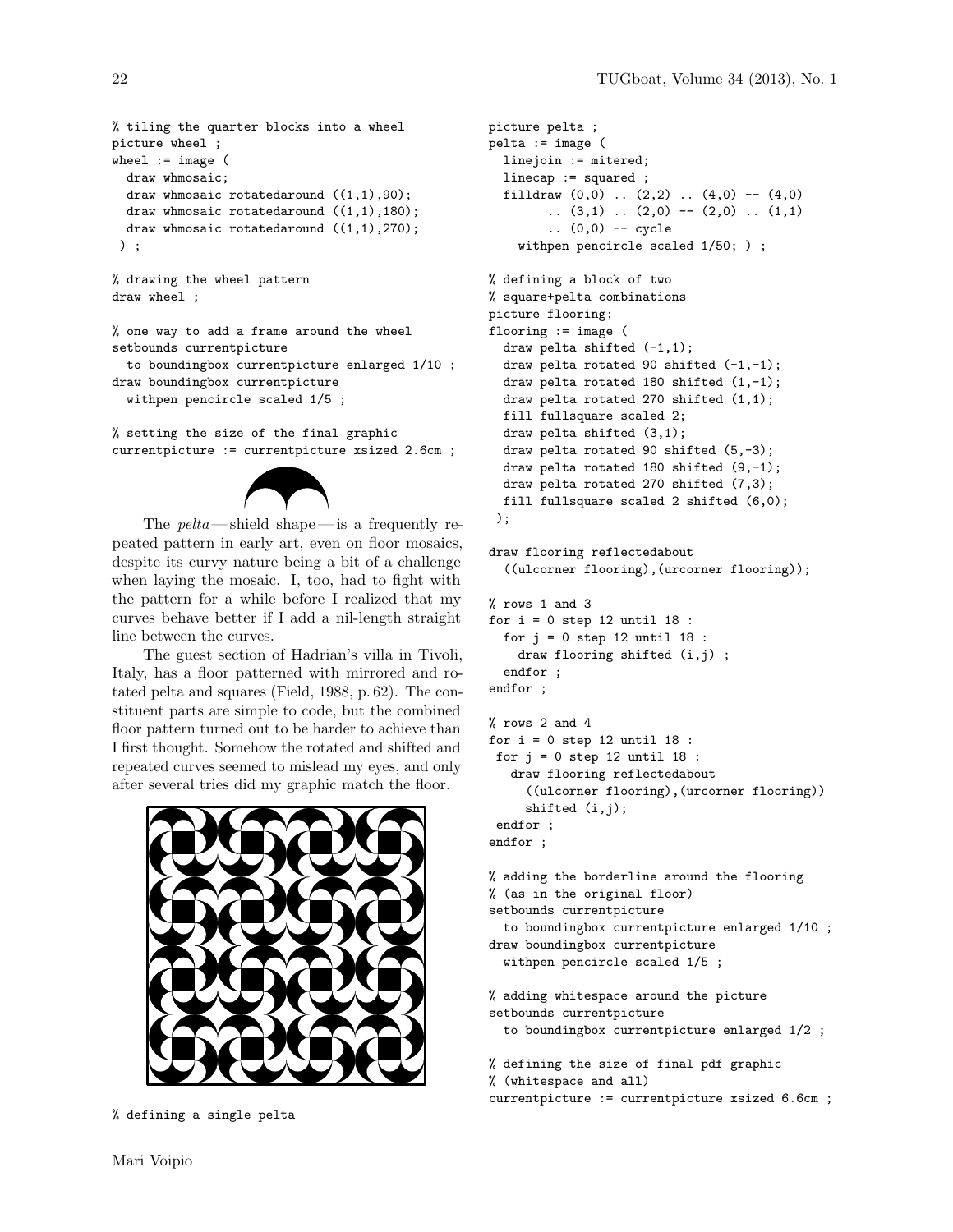```
% tiling the quarter blocks into a wheel
picture wheel ;
wheel := image (
  draw whmosaic;
  draw whmosaic rotatedaround ((1,1),90);
  draw whmosaic rotatedaround ((1,1),180);
  draw whmosaic rotatedaround ((1,1),270);
 ) ;

% drawing the wheel pattern
draw wheel ;

% one way to add a frame around the wheel
setbounds currentpicture
  to boundingbox currentpicture enlarged 1/10 ;
draw boundingbox currentpicture
  withpen pencircle scaled 1/5 ;

% setting the size of the final graphic
currentpicture := currentpicture xsized 2.6cm ;
```

The *pelta* — shield shape — is a frequently repeated pattern in early art, even on floor mosaics, despite its curvy nature being a bit of a challenge when laying the mosaic. I, too, had to fight with the pattern for a while before I realized that my curves behave better if I add a nil-length straight line between the curves.

The guest section of Hadrian's villa in Tivoli, Italy, has a floor patterned with mirrored and rotated pelta and squares (Field, 1988, p. 62). The constituent parts are simple to code, but the combined floor pattern turned out to be harder to achieve than I first thought. Somehow the rotated and shifted and repeated curves seemed to mislead my eyes, and only after several tries did my graphic match the floor.

```
% defining a single pelta
picture pelta ;
pelta := image (
  linejoin := mitered;
  linecap := squared ;
  filldraw (0,0) .. (2,2) .. (4,0) -- (4,0)
        .. (3,1) .. (2,0) -- (2,0) .. (1,1)
        .. (0,0) -- cycle
    withpen pencircle scaled 1/50; ) ;

% defining a block of two
% square+pelta combinations
picture flooring;
flooring := image (
  draw pelta shifted (-1,1);
  draw pelta rotated 90 shifted (-1,-1);
  draw pelta rotated 180 shifted (1,-1);
  draw pelta rotated 270 shifted (1,1);
  fill fullsquare scaled 2;
  draw pelta shifted (3,1);
  draw pelta rotated 90 shifted (5,-3);
  draw pelta rotated 180 shifted (9,-1);
  draw pelta rotated 270 shifted (7,3);
  fill fullsquare scaled 2 shifted (6,0);
 );

draw flooring reflectedabout
  ((ulcorner flooring),(urcorner flooring));

% rows 1 and 3
for i = 0 step 12 until 18 :
  for j = 0 step 12 until 18 :
    draw flooring shifted (i,j) ;
  endfor ;
endfor ;

% rows 2 and 4
for i = 0 step 12 until 18 :
 for j = 0 step 12 until 18 :
   draw flooring reflectedabout
     ((ulcorner flooring),(urcorner flooring))
     shifted (i,j);
 endfor ;
endfor ;

% adding the borderline around the flooring
% (as in the original floor)
setbounds currentpicture
  to boundingbox currentpicture enlarged 1/10 ;
draw boundingbox currentpicture
  withpen pencircle scaled 1/5 ;

% adding whitespace around the picture
setbounds currentpicture
  to boundingbox currentpicture enlarged 1/2 ;

% defining the size of final pdf graphic
% (whitespace and all)
currentpicture := currentpicture xsized 6.6cm ;
```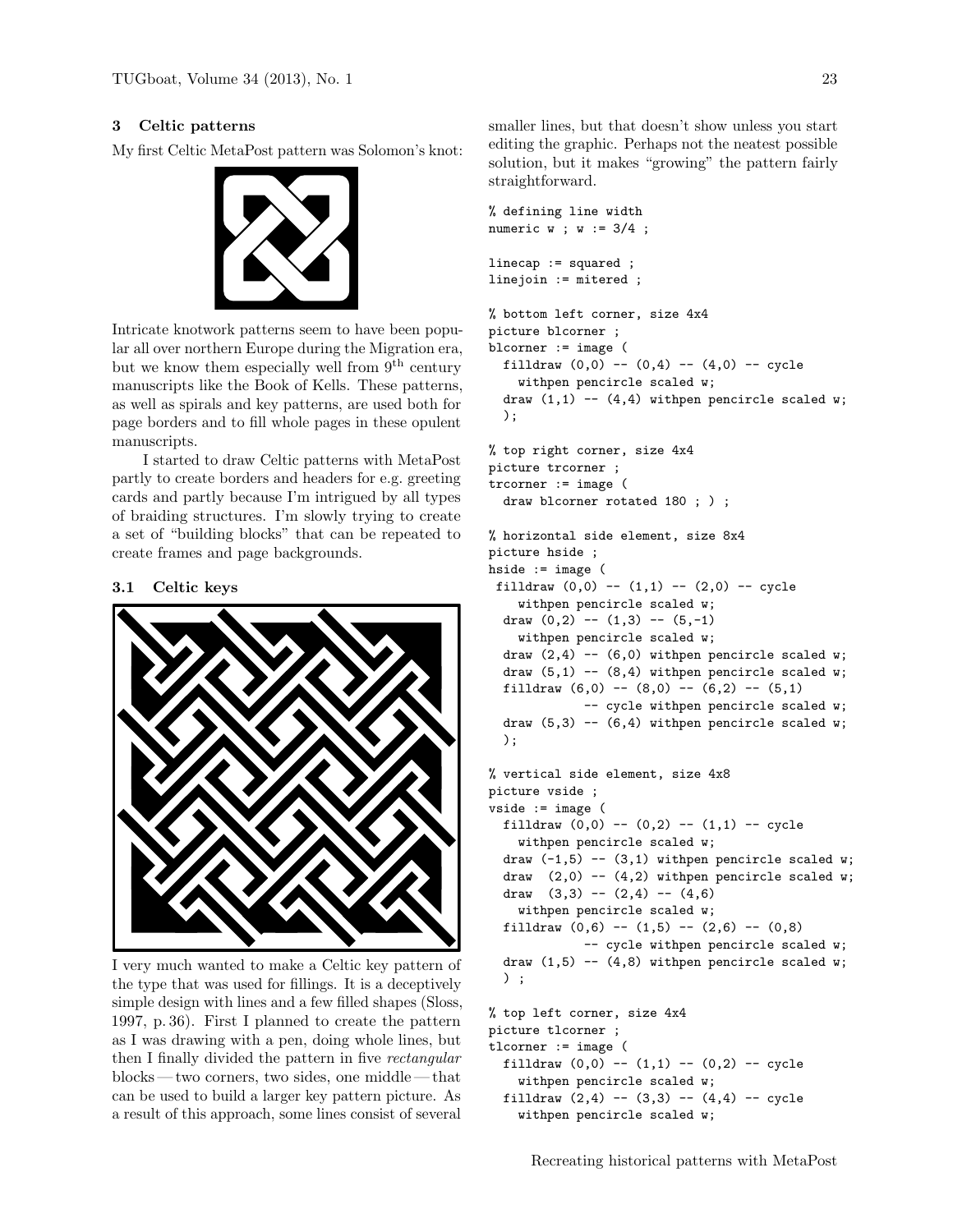## 3 Celtic patterns

My first Celtic MetaPost pattern was Solomon's knot:

Intricate knotwork patterns seem to have been popular all over northern Europe during the Migration era, but we know them especially well from 9th century manuscripts like the Book of Kells. These patterns, as well as spirals and key patterns, are used both for page borders and to fill whole pages in these opulent manuscripts.

I started to draw Celtic patterns with MetaPost partly to create borders and headers for e.g. greeting cards and partly because I'm intrigued by all types of braiding structures. I'm slowly trying to create a set of "building blocks" that can be repeated to create frames and page backgrounds.

### 3.1 Celtic keys

I very much wanted to make a Celtic key pattern of the type that was used for fillings. It is a deceptively simple design with lines and a few filled shapes (Sloss, 1997, p. 36). First I planned to create the pattern as I was drawing with a pen, doing whole lines, but then I finally divided the pattern in five *rectangular* blocks — two corners, two sides, one middle — that can be used to build a larger key pattern picture. As a result of this approach, some lines consist of several smaller lines, but that doesn't show unless you start editing the graphic. Perhaps not the neatest possible solution, but it makes "growing" the pattern fairly straightforward.

```
% defining line width
numeric w ; w := 3/4 ;

linecap := squared ;
linejoin := mitered ;

% bottom left corner, size 4x4
picture blcorner ;
blcorner := image (
  filldraw (0,0) -- (0,4) -- (4,0) -- cycle
    withpen pencircle scaled w;
  draw (1,1) -- (4,4) withpen pencircle scaled w;
  );

% top right corner, size 4x4
picture trcorner ;
trcorner := image (
  draw blcorner rotated 180 ; ) ;

% horizontal side element, size 8x4
picture hside ;
hside := image (
 filldraw (0,0) -- (1,1) -- (2,0) -- cycle
    withpen pencircle scaled w;
  draw (0,2) -- (1,3) -- (5,-1)
    withpen pencircle scaled w;
  draw (2,4) -- (6,0) withpen pencircle scaled w;
  draw (5,1) -- (8,4) withpen pencircle scaled w;
  filldraw (6,0) -- (8,0) -- (6,2) -- (5,1)
            -- cycle withpen pencircle scaled w;
  draw (5,3) -- (6,4) withpen pencircle scaled w;
  );

% vertical side element, size 4x8
picture vside ;
vside := image (
  filldraw (0,0) -- (0,2) -- (1,1) -- cycle
    withpen pencircle scaled w;
  draw (-1,5) -- (3,1) withpen pencircle scaled w;
  draw  (2,0) -- (4,2) withpen pencircle scaled w;
  draw  (3,3) -- (2,4) -- (4,6)
    withpen pencircle scaled w;
  filldraw (0,6) -- (1,5) -- (2,6) -- (0,8)
            -- cycle withpen pencircle scaled w;
  draw (1,5) -- (4,8) withpen pencircle scaled w;
  ) ;

% top left corner, size 4x4
picture tlcorner ;
tlcorner := image (
  filldraw (0,0) -- (1,1) -- (0,2) -- cycle
    withpen pencircle scaled w;
  filldraw (2,4) -- (3,3) -- (4,4) -- cycle
    withpen pencircle scaled w;
```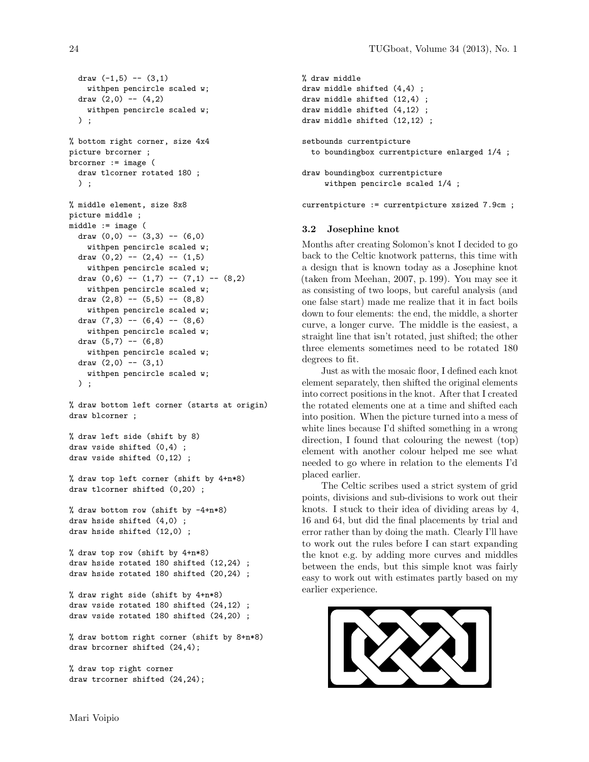```
  draw (-1,5) -- (3,1)
    withpen pencircle scaled w;
  draw (2,0) -- (4,2)
    withpen pencircle scaled w;
  ) ;

% bottom right corner, size 4x4
picture brcorner ;
brcorner := image (
  draw tlcorner rotated 180 ;
  ) ;

% middle element, size 8x8
picture middle ;
middle := image (
  draw (0,0) -- (3,3) -- (6,0)
    withpen pencircle scaled w;
  draw (0,2) -- (2,4) -- (1,5)
    withpen pencircle scaled w;
  draw (0,6) -- (1,7) -- (7,1) -- (8,2)
    withpen pencircle scaled w;
  draw (2,8) -- (5,5) -- (8,8)
    withpen pencircle scaled w;
  draw (7,3) -- (6,4) -- (8,6)
    withpen pencircle scaled w;
  draw (5,7) -- (6,8)
    withpen pencircle scaled w;
  draw (2,0) -- (3,1)
    withpen pencircle scaled w;
  ) ;

% draw bottom left corner (starts at origin)
draw blcorner ;

% draw left side (shift by 8)
draw vside shifted (0,4) ;
draw vside shifted (0,12) ;

% draw top left corner (shift by 4+n*8)
draw tlcorner shifted (0,20) ;

% draw bottom row (shift by -4+n*8)
draw hside shifted (4,0) ;
draw hside shifted (12,0) ;

% draw top row (shift by 4+n*8)
draw hside rotated 180 shifted (12,24) ;
draw hside rotated 180 shifted (20,24) ;

% draw right side (shift by 4+n*8)
draw vside rotated 180 shifted (24,12) ;
draw vside rotated 180 shifted (24,20) ;

% draw bottom right corner (shift by 8+n*8)
draw brcorner shifted (24,4);

% draw top right corner
draw trcorner shifted (24,24);

% draw middle
draw middle shifted (4,4) ;
draw middle shifted (12,4) ;
draw middle shifted (4,12) ;
draw middle shifted (12,12) ;

setbounds currentpicture
  to boundingbox currentpicture enlarged 1/4 ;

draw boundingbox currentpicture
     withpen pencircle scaled 1/4 ;

currentpicture := currentpicture xsized 7.9cm ;
```

### 3.2 Josephine knot

Months after creating Solomon's knot I decided to go back to the Celtic knotwork patterns, this time with a design that is known today as a Josephine knot (taken from Meehan, 2007, p. 199). You may see it as consisting of two loops, but careful analysis (and one false start) made me realize that it in fact boils down to four elements: the end, the middle, a shorter curve, a longer curve. The middle is the easiest, a straight line that isn't rotated, just shifted; the other three elements sometimes need to be rotated 180 degrees to fit.

Just as with the mosaic floor, I defined each knot element separately, then shifted the original elements into correct positions in the knot. After that I created the rotated elements one at a time and shifted each into position. When the picture turned into a mess of white lines because I'd shifted something in a wrong direction, I found that colouring the newest (top) element with another colour helped me see what needed to go where in relation to the elements I'd placed earlier.

The Celtic scribes used a strict system of grid points, divisions and sub-divisions to work out their knots. I stuck to their idea of dividing areas by 4, 16 and 64, but did the final placements by trial and error rather than by doing the math. Clearly I'll have to work out the rules before I can start expanding the knot e.g. by adding more curves and middles between the ends, but this simple knot was fairly easy to work out with estimates partly based on my earlier experience.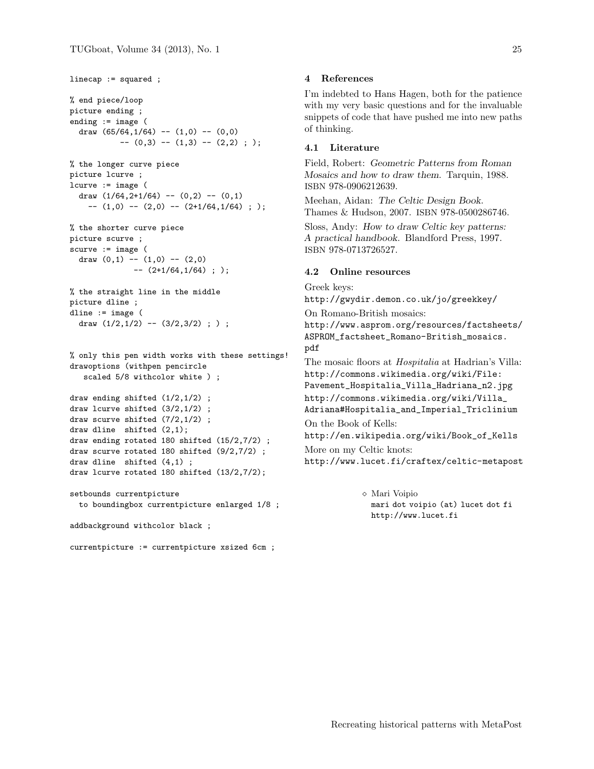```
linecap := squared ;

% end piece/loop
picture ending ;
ending := image (
  draw (65/64,1/64) -- (1,0) -- (0,0)
          -- (0,3) -- (1,3) -- (2,2) ; );

% the longer curve piece
picture lcurve ;
lcurve := image (
  draw (1/64,2+1/64) -- (0,2) -- (0,1)
    -- (1,0) -- (2,0) -- (2+1/64,1/64) ; );

% the shorter curve piece
picture scurve ;
scurve := image (
  draw (0,1) -- (1,0) -- (2,0)
             -- (2+1/64,1/64) ; );

% the straight line in the middle
picture dline ;
dline := image (
  draw (1/2,1/2) -- (3/2,3/2) ; ) ;


% only this pen width works with these settings!
drawoptions (withpen pencircle
   scaled 5/8 withcolor white ) ;

draw ending shifted (1/2,1/2) ;
draw lcurve shifted (3/2,1/2) ;
draw scurve shifted (7/2,1/2) ;
draw dline  shifted (2,1);
draw ending rotated 180 shifted (15/2,7/2) ;
draw scurve rotated 180 shifted (9/2,7/2) ;
draw dline  shifted (4,1) ;
draw lcurve rotated 180 shifted (13/2,7/2);

setbounds currentpicture
  to boundingbox currentpicture enlarged 1/8 ;

addbackground withcolor black ;

currentpicture := currentpicture xsized 6cm ;
```

## 4 References

I'm indebted to Hans Hagen, both for the patience with my very basic questions and for the invaluable snippets of code that have pushed me into new paths of thinking.

### 4.1 Literature

Field, Robert: *Geometric Patterns from Roman Mosaics and how to draw them.* Tarquin, 1988. ISBN 978-0906212639.

Meehan, Aidan: *The Celtic Design Book.* Thames & Hudson, 2007. ISBN 978-0500286746.

Sloss, Andy: *How to draw Celtic key patterns: A practical handbook.* Blandford Press, 1997. ISBN 978-0713726527.

### 4.2 Online resources

Greek keys:
http://gwydir.demon.co.uk/jo/greekkey/

On Romano-British mosaics:
http://www.asprom.org/resources/factsheets/ASPROM_factsheet_Romano-British_mosaics.pdf

The mosaic floors at *Hospitalia* at Hadrian's Villa:
http://commons.wikimedia.org/wiki/File:Pavement_Hospitalia_Villa_Hadriana_n2.jpg
http://commons.wikimedia.org/wiki/Villa_Adriana#Hospitalia_and_Imperial_Triclinium

On the Book of Kells:
http://en.wikipedia.org/wiki/Book_of_Kells

More on my Celtic knots:
http://www.lucet.fi/craftex/celtic-metapost

◇ Mari Voipio
mari dot voipio (at) lucet dot fi
http://www.lucet.fi